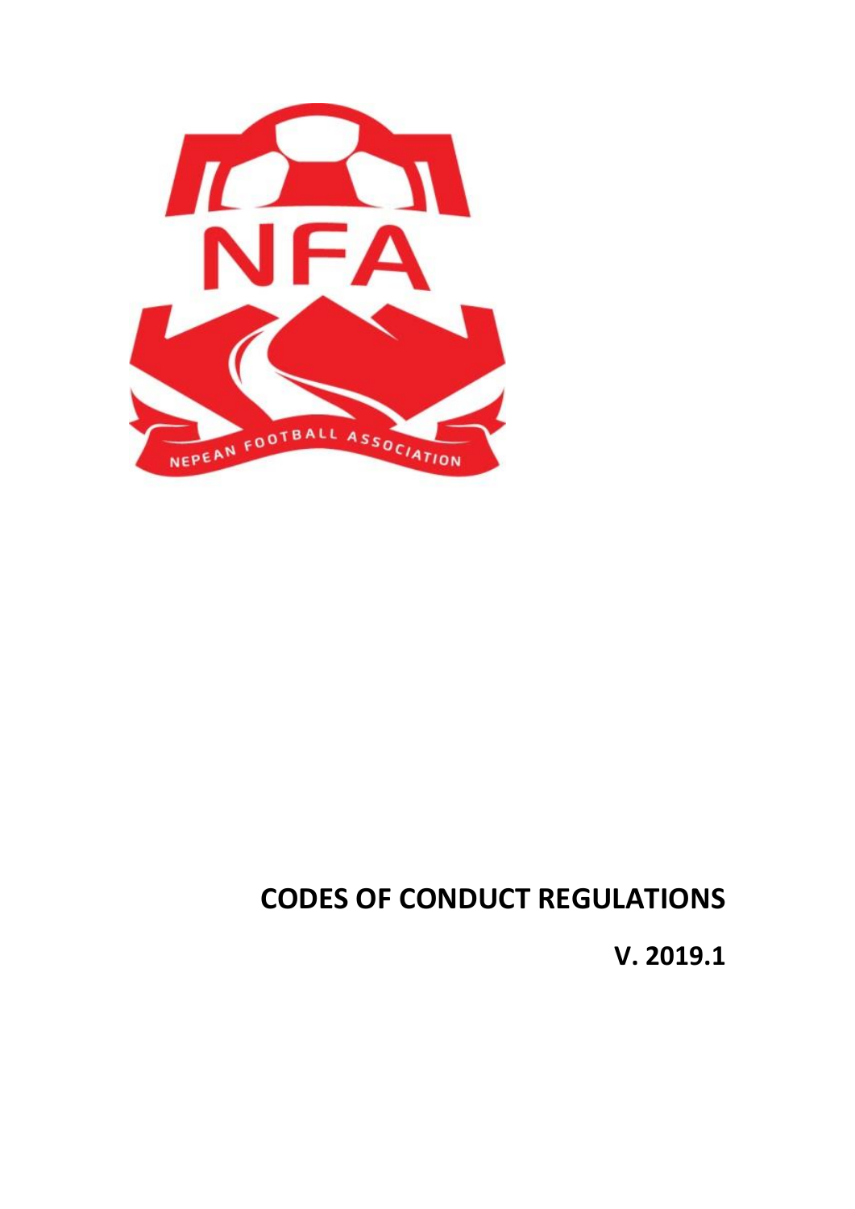# CODES OF CONDUCT REGULATIONS

**V. 2019.1**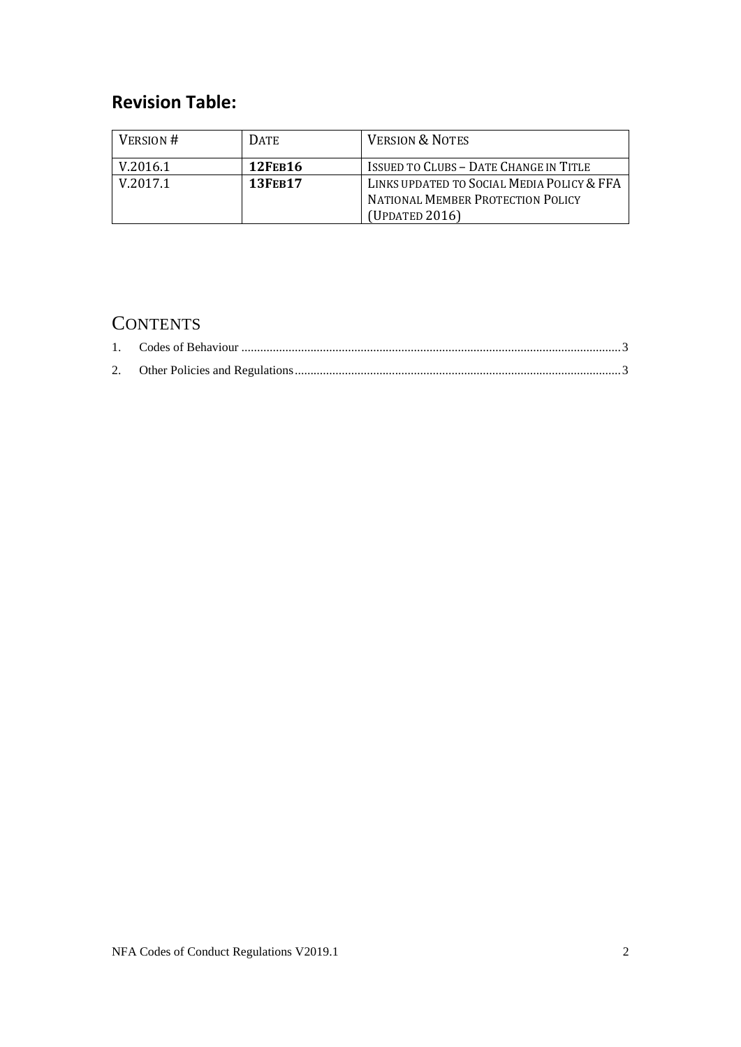## Revision Table:

| Version # | Date | Version & Notes |
|---|---|---|
| V.2016.1 | **12Feb16** | Issued to Clubs – Date Change in Title |
| V.2017.1 | **13Feb17** | Links updated to Social Media Policy & FFA National Member Protection Policy (Updated 2016) |

## Contents

1. Codes of Behaviour ........................................................................ 3
2. Other Policies and Regulations ........................................................................ 3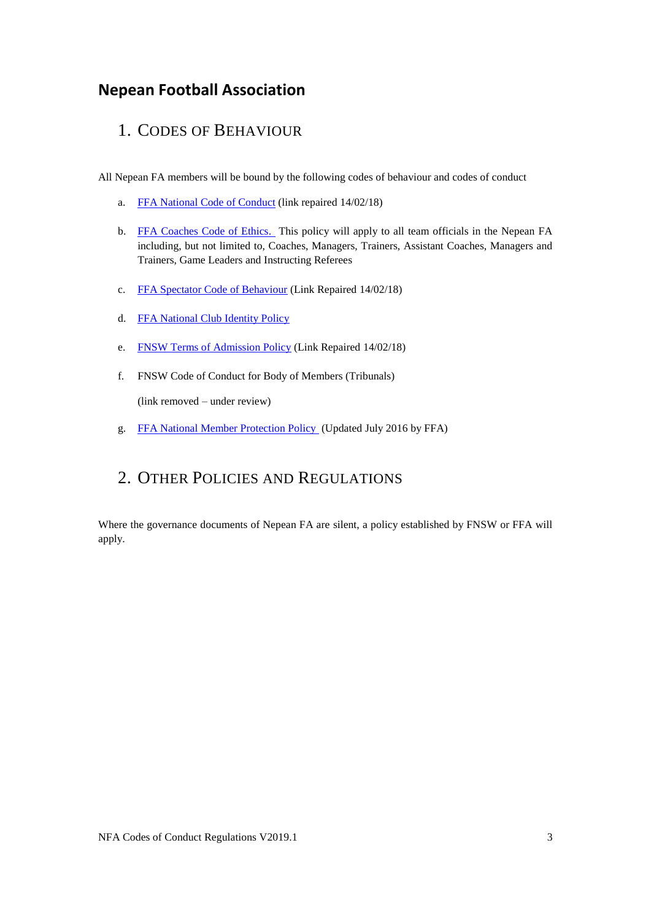# Nepean Football Association

## 1. Codes of Behaviour

All Nepean FA members will be bound by the following codes of behaviour and codes of conduct

a. FFA National Code of Conduct (link repaired 14/02/18)

b. FFA Coaches Code of Ethics. This policy will apply to all team officials in the Nepean FA including, but not limited to, Coaches, Managers, Trainers, Assistant Coaches, Managers and Trainers, Game Leaders and Instructing Referees

c. FFA Spectator Code of Behaviour (Link Repaired 14/02/18)

d. FFA National Club Identity Policy

e. FNSW Terms of Admission Policy (Link Repaired 14/02/18)

f. FNSW Code of Conduct for Body of Members (Tribunals)

   (link removed – under review)

g. FFA National Member Protection Policy (Updated July 2016 by FFA)

## 2. Other Policies and Regulations

Where the governance documents of Nepean FA are silent, a policy established by FNSW or FFA will apply.